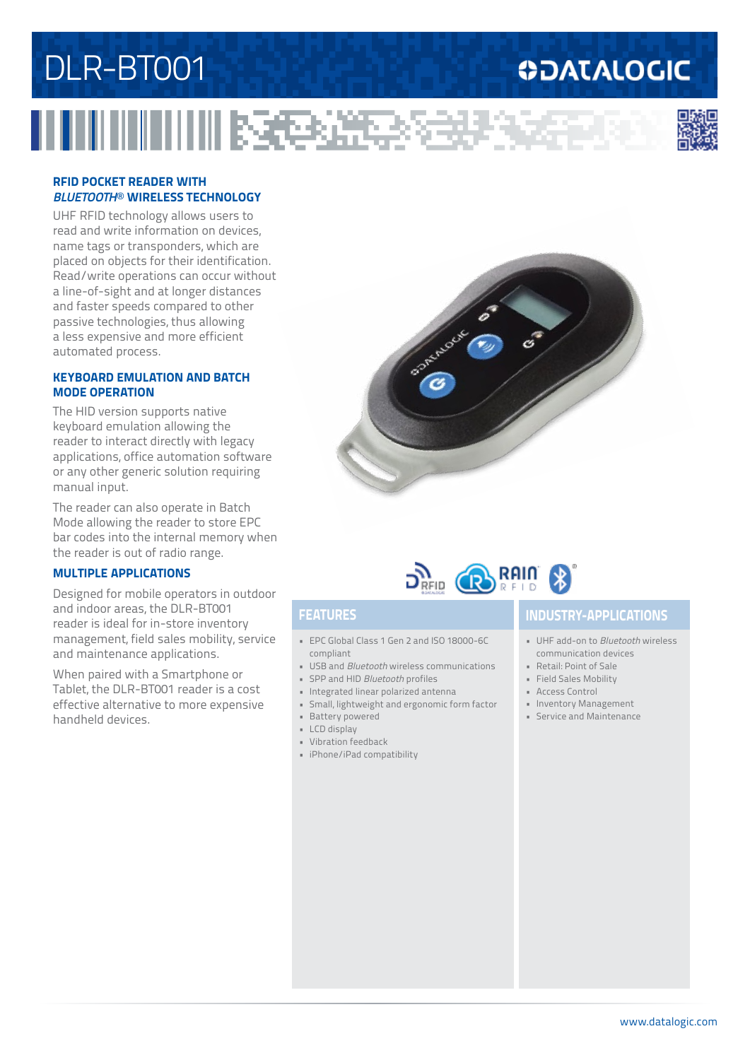# DLR-BT001

DATALOGIC

## RFID POCKET READER WITH *BLUETOOTH®* WIRELESS TECHNOLOGY

UHF RFID technology allows users to read and write information on devices, name tags or transponders, which are placed on objects for their identification. Read/write operations can occur without a line-of-sight and at longer distances and faster speeds compared to other passive technologies, thus allowing a less expensive and more efficient automated process.

## KEYBOARD EMULATION AND BATCH MODE OPERATION

The HID version supports native keyboard emulation allowing the reader to interact directly with legacy applications, office automation software or any other generic solution requiring manual input.

The reader can also operate in Batch Mode allowing the reader to store EPC bar codes into the internal memory when the reader is out of radio range.

## MULTIPLE APPLICATIONS

Designed for mobile operators in outdoor and indoor areas, the DLR-BT001 reader is ideal for in-store inventory management, field sales mobility, service and maintenance applications.

When paired with a Smartphone or Tablet, the DLR-BT001 reader is a cost effective alternative to more expensive handheld devices.

## FEATURES

- EPC Global Class 1 Gen 2 and ISO 18000-6C compliant
- USB and *Bluetooth* wireless communications
- SPP and HID *Bluetooth* profiles
- Integrated linear polarized antenna
- Small, lightweight and ergonomic form factor
- Battery powered
- LCD display
- Vibration feedback
- iPhone/iPad compatibility

## INDUSTRY-APPLICATIONS

- UHF add-on to *Bluetooth* wireless communication devices
- Retail: Point of Sale
- Field Sales Mobility
- Access Control
- Inventory Management
- Service and Maintenance

www.datalogic.com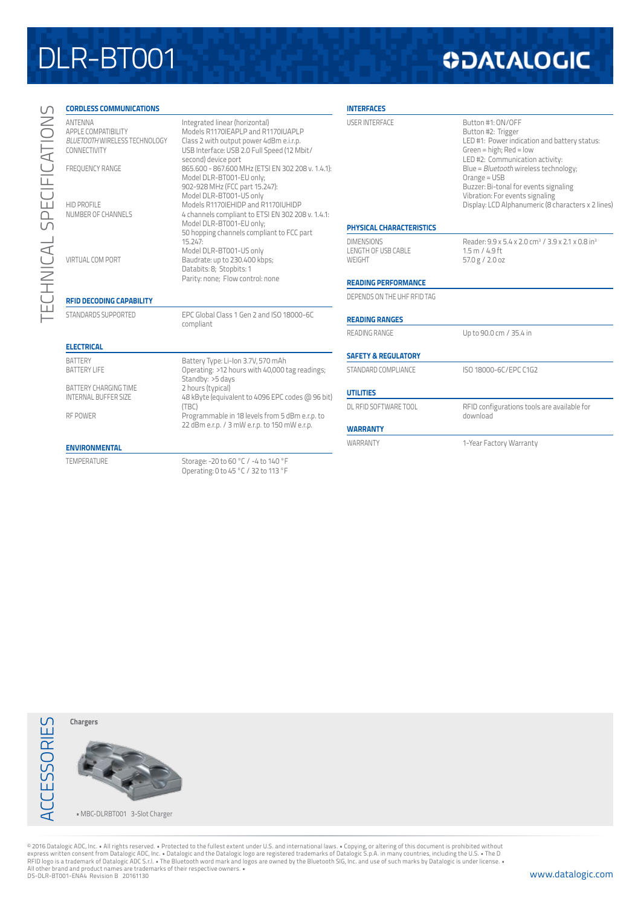# DLR-BT001

## TECHNICAL SPECIFICATIONS

### CORDLESS COMMUNICATIONS

| | |
|---|---|
| ANTENNA | Integrated linear (horizontal) |
| APPLE COMPATIBILITY | Models R1170IEAPLP and R1170IUAPLP |
| *BLUETOOTH* WIRELESS TECHNOLOGY | Class 2 with output power 4dBm e.i.r.p. |
| CONNECTIVITY | USB Interface: USB 2.0 Full Speed (12 Mbit/second) device port |
| FREQUENCY RANGE | 865.600 - 867.600 MHz (ETSI EN 302 208 v. 1.4.1): Model DLR-BT001-EU only; 902-928 MHz (FCC part 15.247): Model DLR-BT001-US only |
| HID PROFILE | Models R1170IEHIDP and R1170IUHIDP |
| NUMBER OF CHANNELS | 4 channels compliant to ETSI EN 302 208 v. 1.4.1: Model DLR-BT001-EU only; 50 hopping channels compliant to FCC part 15.247: Model DLR-BT001-US only |
| VIRTUAL COM PORT | Baudrate: up to 230.400 kbps; Databits: 8; Stopbits: 1 Parity: none; Flow control: none |

### RFID DECODING CAPABILITY

| | |
|---|---|
| STANDARDS SUPPORTED | EPC Global Class 1 Gen 2 and ISO 18000-6C compliant |

### ELECTRICAL

| | |
|---|---|
| BATTERY | Battery Type: Li-Ion 3.7V, 570 mAh |
| BATTERY LIFE | Operating: >12 hours with 40,000 tag readings; Standby: >5 days |
| BATTERY CHARGING TIME | 2 hours (typical) |
| INTERNAL BUFFER SIZE | 48 kByte (equivalent to 4096 EPC codes @ 96 bit) (TBC) |
| RF POWER | Programmable in 18 levels from 5 dBm e.r.p. to 22 dBm e.r.p. / 3 mW e.r.p. to 150 mW e.r.p. |

### ENVIRONMENTAL

| | |
|---|---|
| TEMPERATURE | Storage: -20 to 60 °C / -4 to 140 °F Operating: 0 to 45 °C / 32 to 113 °F |

### INTERFACES

| | |
|---|---|
| USER INTERFACE | Button #1: ON/OFF Button #2: Trigger LED #1: Power indication and battery status: Green = high; Red = low LED #2: Communication activity: Blue = *Bluetooth* wireless technology; Orange = USB Buzzer: Bi-tonal for events signaling Vibration: For events signaling Display: LCD Alphanumeric (8 characters x 2 lines) |

### PHYSICAL CHARACTERISTICS

| | |
|---|---|
| DIMENSIONS | Reader: 9.9 x 5.4 x 2.0 cm³ / 3.9 x 2.1 x 0.8 in³ |
| LENGTH OF USB CABLE | 1.5 m / 4.9 ft |
| WEIGHT | 57.0 g / 2.0 oz |

### READING PERFORMANCE

DEPENDS ON THE UHF RFID TAG

### READING RANGES

| | |
|---|---|
| READING RANGE | Up to 90.0 cm / 35.4 in |

### SAFETY & REGULATORY

| | |
|---|---|
| STANDARD COMPLIANCE | ISO 18000-6C/EPC C1G2 |

### UTILITIES

| | |
|---|---|
| DL RFID SOFTWARE TOOL | RFID configurations tools are available for download |

### WARRANTY

| | |
|---|---|
| WARRANTY | 1-Year Factory Warranty |

## ACCESSORIES

**Chargers**

- MBC-DLRBT001 3-Slot Charger

© 2016 Datalogic ADC, Inc. • All rights reserved. • Protected to the fullest extent under U.S. and international laws. • Copying, or altering of this document is prohibited without express written consent from Datalogic ADC, Inc. • Datalogic and the Datalogic logo are registered trademarks of Datalogic S.p.A. in many countries, including the U.S. • The D RFID logo is a trademark of Datalogic ADC S.r.l. • The Bluetooth word mark and logos are owned by the Bluetooth SIG, Inc. and use of such marks by Datalogic is under license. • All other brand and product names are trademarks of their respective owners. •
DS-DLR-BT001-ENA4 Revision B 20161130

www.datalogic.com